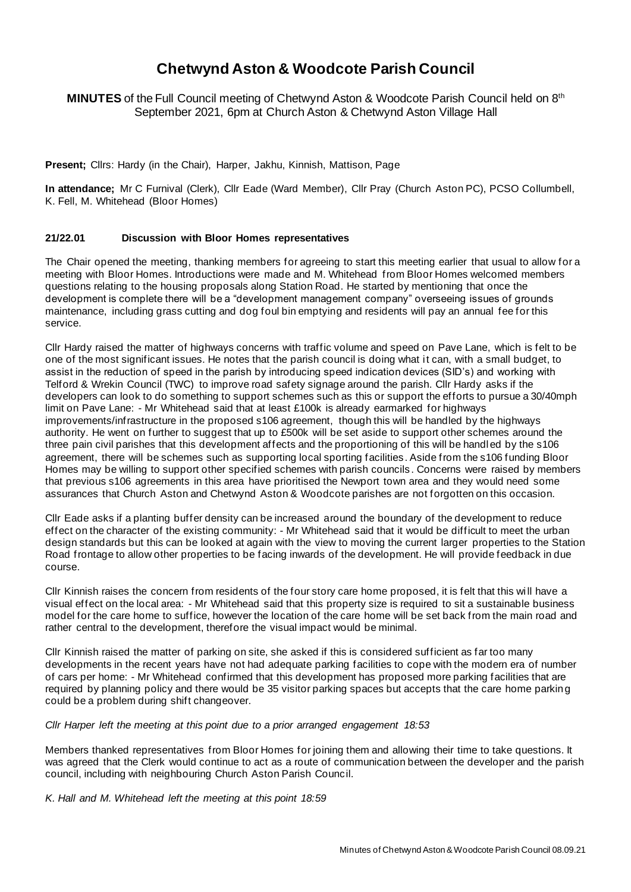# Chetwynd Aston & Woodcote Parish Council

**MINUTES** of the Full Council meeting of Chetwynd Aston & Woodcote Parish Council held on 8th September 2021, 6pm at Church Aston & Chetwynd Aston Village Hall

**Present;** Cllrs: Hardy (in the Chair), Harper, Jakhu, Kinnish, Mattison, Page

**In attendance;** Mr C Furnival (Clerk), Cllr Eade (Ward Member), Cllr Pray (Church Aston PC), PCSO Collumbell, K. Fell, M. Whitehead (Bloor Homes)

**21/22.01 Discussion with Bloor Homes representatives**

The Chair opened the meeting, thanking members for agreeing to start this meeting earlier that usual to allow for a meeting with Bloor Homes. Introductions were made and M. Whitehead from Bloor Homes welcomed members questions relating to the housing proposals along Station Road. He started by mentioning that once the development is complete there will be a "development management company" overseeing issues of grounds maintenance, including grass cutting and dog foul bin emptying and residents will pay an annual fee for this service.

Cllr Hardy raised the matter of highways concerns with traffic volume and speed on Pave Lane, which is felt to be one of the most significant issues. He notes that the parish council is doing what it can, with a small budget, to assist in the reduction of speed in the parish by introducing speed indication devices (SID's) and working with Telford & Wrekin Council (TWC) to improve road safety signage around the parish. Cllr Hardy asks if the developers can look to do something to support schemes such as this or support the efforts to pursue a 30/40mph limit on Pave Lane: - Mr Whitehead said that at least £100k is already earmarked for highways improvements/infrastructure in the proposed s106 agreement, though this will be handled by the highways authority. He went on further to suggest that up to £500k will be set aside to support other schemes around the three pain civil parishes that this development affects and the proportioning of this will be handled by the s106 agreement, there will be schemes such as supporting local sporting facilities. Aside from the s106 funding Bloor Homes may be willing to support other specified schemes with parish councils. Concerns were raised by members that previous s106 agreements in this area have prioritised the Newport town area and they would need some assurances that Church Aston and Chetwynd Aston & Woodcote parishes are not forgotten on this occasion.

Cllr Eade asks if a planting buffer density can be increased around the boundary of the development to reduce effect on the character of the existing community: - Mr Whitehead said that it would be difficult to meet the urban design standards but this can be looked at again with the view to moving the current larger properties to the Station Road frontage to allow other properties to be facing inwards of the development. He will provide feedback in due course.

Cllr Kinnish raises the concern from residents of the four story care home proposed, it is felt that this will have a visual effect on the local area: - Mr Whitehead said that this property size is required to sit a sustainable business model for the care home to suffice, however the location of the care home will be set back from the main road and rather central to the development, therefore the visual impact would be minimal.

Cllr Kinnish raised the matter of parking on site, she asked if this is considered sufficient as far too many developments in the recent years have not had adequate parking facilities to cope with the modern era of number of cars per home: - Mr Whitehead confirmed that this development has proposed more parking facilities that are required by planning policy and there would be 35 visitor parking spaces but accepts that the care home parking could be a problem during shift changeover.

*Cllr Harper left the meeting at this point due to a prior arranged engagement 18:53*

Members thanked representatives from Bloor Homes for joining them and allowing their time to take questions. It was agreed that the Clerk would continue to act as a route of communication between the developer and the parish council, including with neighbouring Church Aston Parish Council.

*K. Hall and M. Whitehead left the meeting at this point 18:59*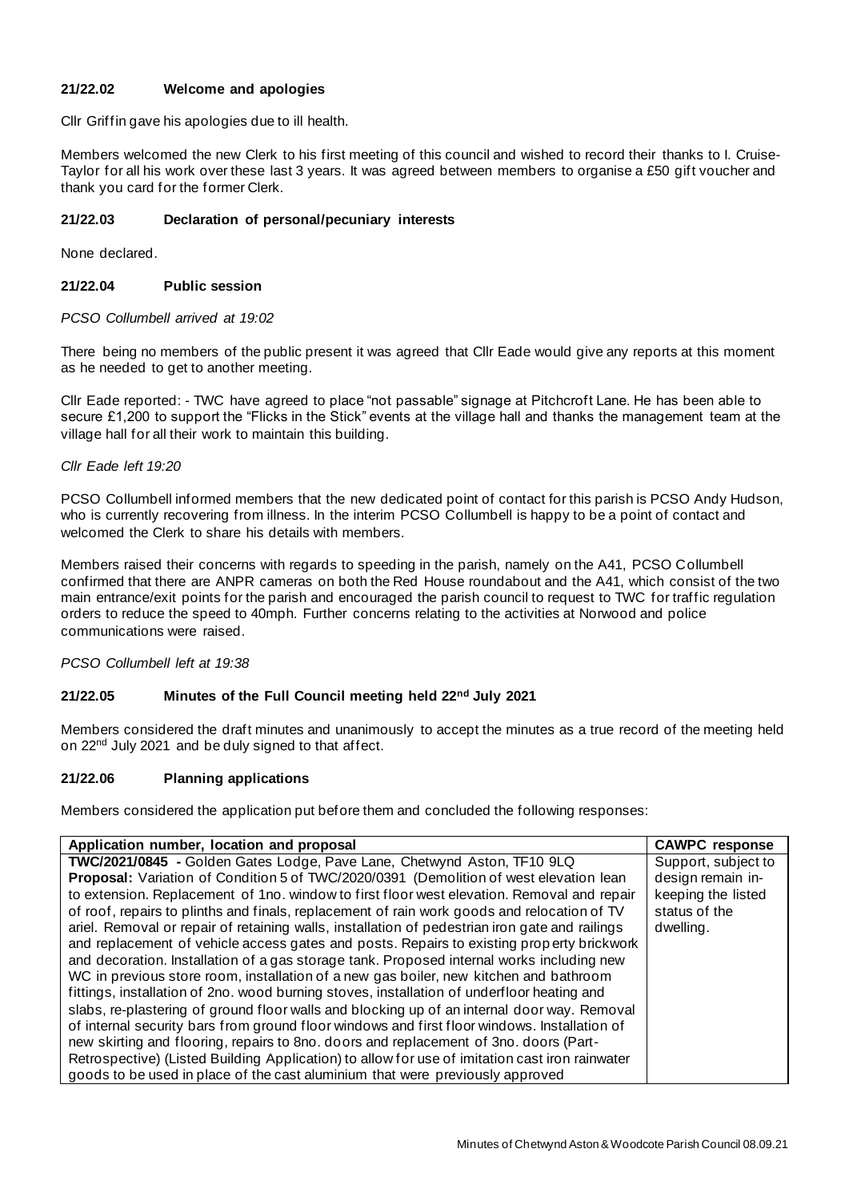### 21/22.02 Welcome and apologies

Cllr Griffin gave his apologies due to ill health.

Members welcomed the new Clerk to his first meeting of this council and wished to record their thanks to I. Cruise-Taylor for all his work over these last 3 years. It was agreed between members to organise a £50 gift voucher and thank you card for the former Clerk.

### 21/22.03 Declaration of personal/pecuniary interests

None declared.

### 21/22.04 Public session

*PCSO Collumbell arrived at 19:02*

There being no members of the public present it was agreed that Cllr Eade would give any reports at this moment as he needed to get to another meeting.

Cllr Eade reported: - TWC have agreed to place "not passable" signage at Pitchcroft Lane. He has been able to secure £1,200 to support the "Flicks in the Stick" events at the village hall and thanks the management team at the village hall for all their work to maintain this building.

*Cllr Eade left 19:20*

PCSO Collumbell informed members that the new dedicated point of contact for this parish is PCSO Andy Hudson, who is currently recovering from illness. In the interim PCSO Collumbell is happy to be a point of contact and welcomed the Clerk to share his details with members.

Members raised their concerns with regards to speeding in the parish, namely on the A41, PCSO Collumbell confirmed that there are ANPR cameras on both the Red House roundabout and the A41, which consist of the two main entrance/exit points for the parish and encouraged the parish council to request to TWC for traffic regulation orders to reduce the speed to 40mph. Further concerns relating to the activities at Norwood and police communications were raised.

*PCSO Collumbell left at 19:38*

### 21/22.05 Minutes of the Full Council meeting held 22nd July 2021

Members considered the draft minutes and unanimously to accept the minutes as a true record of the meeting held on 22nd July 2021 and be duly signed to that affect.

### 21/22.06 Planning applications

Members considered the application put before them and concluded the following responses:

| Application number, location and proposal | CAWPC response |
|---|---|
| **TWC/2021/0845** - Golden Gates Lodge, Pave Lane, Chetwynd Aston, TF10 9LQ<br>**Proposal:** Variation of Condition 5 of TWC/2020/0391 (Demolition of west elevation lean to extension. Replacement of 1no. window to first floor west elevation. Removal and repair of roof, repairs to plinths and finals, replacement of rain work goods and relocation of TV ariel. Removal or repair of retaining walls, installation of pedestrian iron gate and railings and replacement of vehicle access gates and posts. Repairs to existing property brickwork and decoration. Installation of a gas storage tank. Proposed internal works including new WC in previous store room, installation of a new gas boiler, new kitchen and bathroom fittings, installation of 2no. wood burning stoves, installation of underfloor heating and slabs, re-plastering of ground floor walls and blocking up of an internal door way. Removal of internal security bars from ground floor windows and first floor windows. Installation of new skirting and flooring, repairs to 8no. doors and replacement of 3no. doors (Part-Retrospective) (Listed Building Application) to allow for use of imitation cast iron rainwater goods to be used in place of the cast aluminium that were previously approved | Support, subject to design remain in-keeping the listed status of the dwelling. |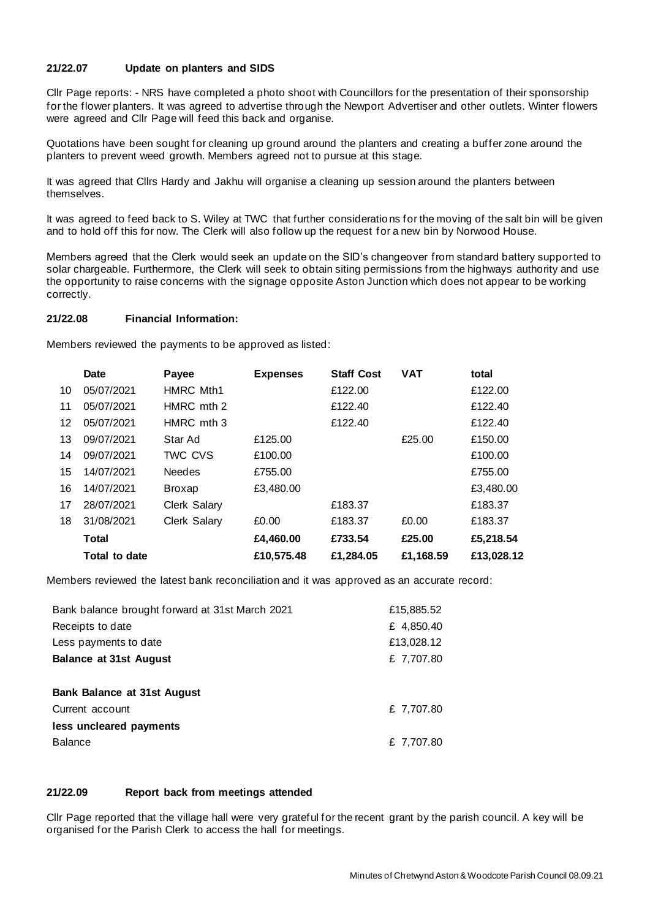### 21/22.07 Update on planters and SIDS

Cllr Page reports: - NRS have completed a photo shoot with Councillors for the presentation of their sponsorship for the flower planters. It was agreed to advertise through the Newport Advertiser and other outlets. Winter flowers were agreed and Cllr Page will feed this back and organise.

Quotations have been sought for cleaning up ground around the planters and creating a buffer zone around the planters to prevent weed growth. Members agreed not to pursue at this stage.

It was agreed that Cllrs Hardy and Jakhu will organise a cleaning up session around the planters between themselves.

It was agreed to feed back to S. Wiley at TWC that further considerations for the moving of the salt bin will be given and to hold off this for now. The Clerk will also follow up the request for a new bin by Norwood House.

Members agreed that the Clerk would seek an update on the SID's changeover from standard battery supported to solar chargeable. Furthermore, the Clerk will seek to obtain siting permissions from the highways authority and use the opportunity to raise concerns with the signage opposite Aston Junction which does not appear to be working correctly.

### 21/22.08 Financial Information:

Members reviewed the payments to be approved as listed:

| | Date | Payee | Expenses | Staff Cost | VAT | total |
|---|---|---|---|---|---|---|
| 10 | 05/07/2021 | HMRC Mth1 | | £122.00 | | £122.00 |
| 11 | 05/07/2021 | HMRC mth 2 | | £122.40 | | £122.40 |
| 12 | 05/07/2021 | HMRC mth 3 | | £122.40 | | £122.40 |
| 13 | 09/07/2021 | Star Ad | £125.00 | | £25.00 | £150.00 |
| 14 | 09/07/2021 | TWC CVS | £100.00 | | | £100.00 |
| 15 | 14/07/2021 | Needes | £755.00 | | | £755.00 |
| 16 | 14/07/2021 | Broxap | £3,480.00 | | | £3,480.00 |
| 17 | 28/07/2021 | Clerk Salary | | £183.37 | | £183.37 |
| 18 | 31/08/2021 | Clerk Salary | £0.00 | £183.37 | £0.00 | £183.37 |
| | **Total** | | **£4,460.00** | **£733.54** | **£25.00** | **£5,218.54** |
| | **Total to date** | | **£10,575.48** | **£1,284.05** | **£1,168.59** | **£13,028.12** |

Members reviewed the latest bank reconciliation and it was approved as an accurate record:

| | |
|---|---|
| Bank balance brought forward at 31st March 2021 | £15,885.52 |
| Receipts to date | £ 4,850.40 |
| Less payments to date | £13,028.12 |
| **Balance at 31st August** | £ 7,707.80 |
| | |
| **Bank Balance at 31st August** | |
| Current account | £ 7,707.80 |
| **less uncleared payments** | |
| Balance | £ 7,707.80 |

### 21/22.09 Report back from meetings attended

Cllr Page reported that the village hall were very grateful for the recent grant by the parish council. A key will be organised for the Parish Clerk to access the hall for meetings.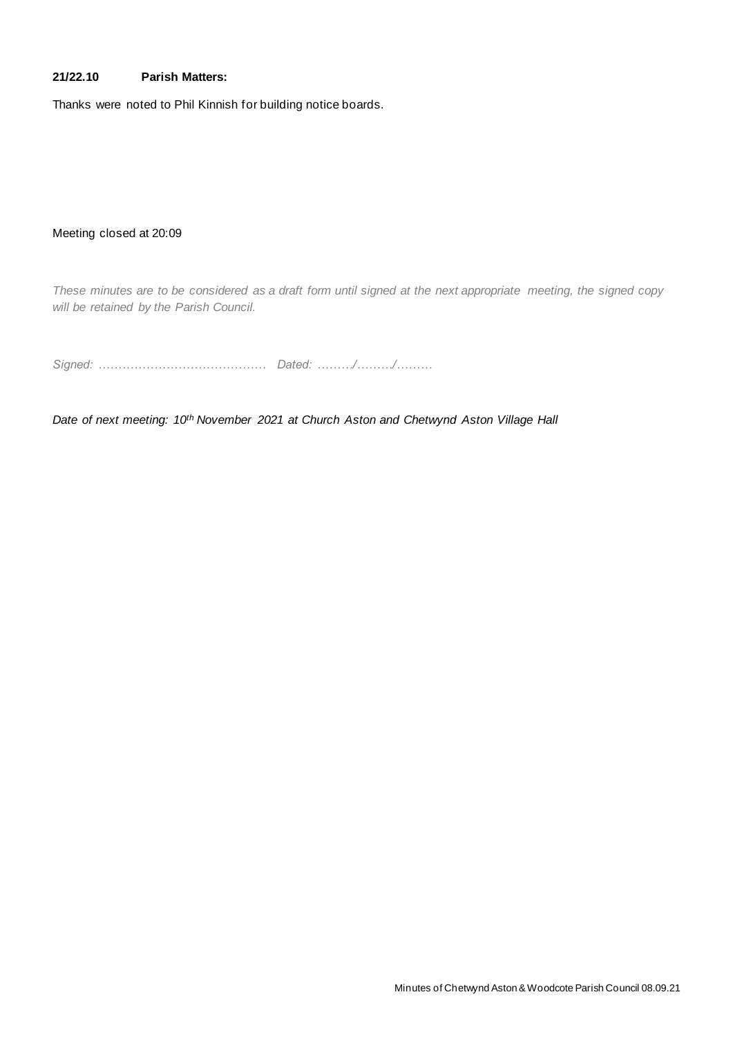**21/22.10 Parish Matters:**

Thanks were noted to Phil Kinnish for building notice boards.

Meeting closed at 20:09

*These minutes are to be considered as a draft form until signed at the next appropriate meeting, the signed copy will be retained by the Parish Council.*

*Signed: …………………………………… Dated: ………/………/………*

*Date of next meeting: 10th November 2021 at Church Aston and Chetwynd Aston Village Hall*